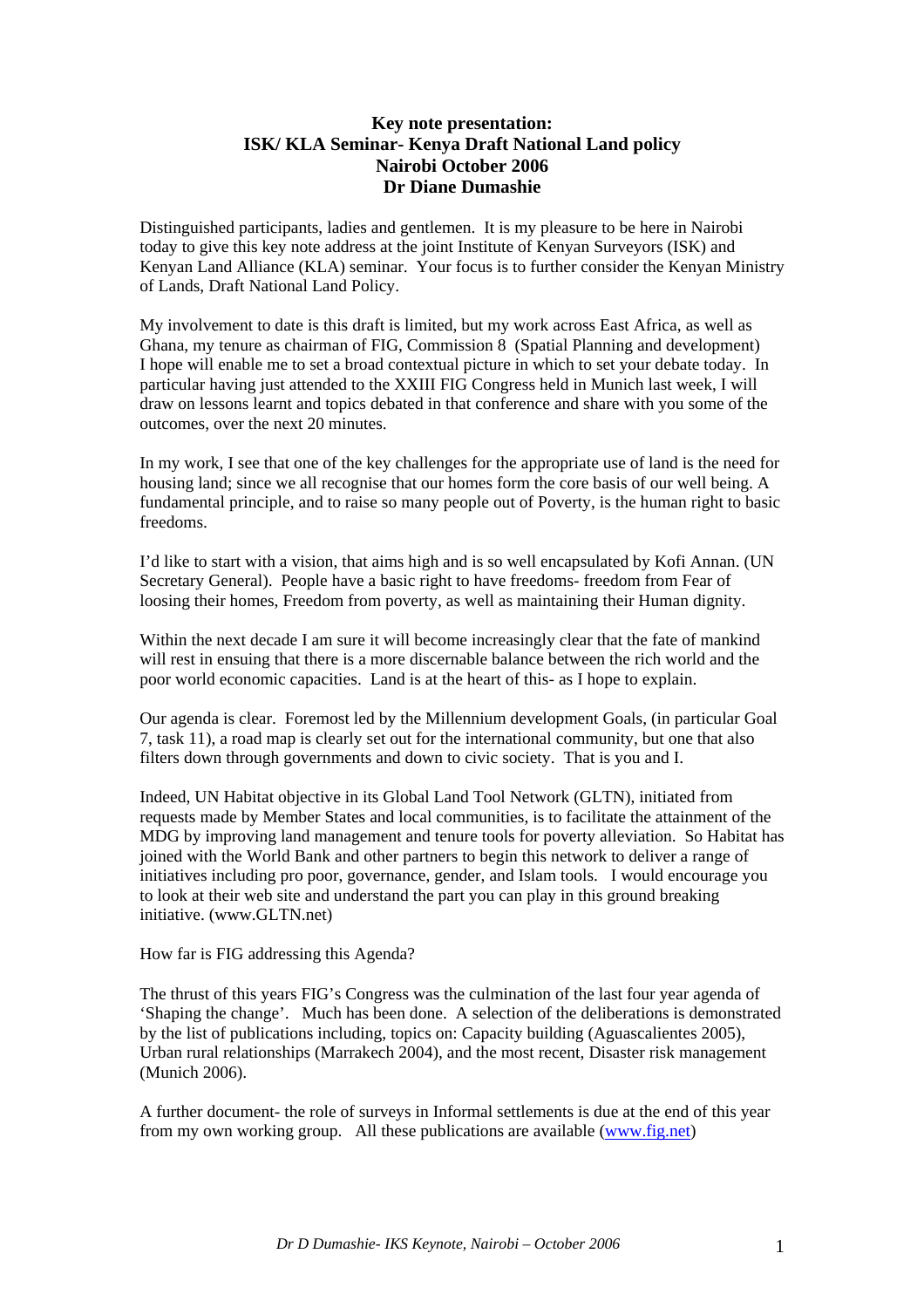# Key note presentation:
# ISK/ KLA Seminar- Kenya Draft National Land policy
# Nairobi October 2006
# Dr Diane Dumashie

Distinguished participants, ladies and gentlemen. It is my pleasure to be here in Nairobi today to give this key note address at the joint Institute of Kenyan Surveyors (ISK) and Kenyan Land Alliance (KLA) seminar. Your focus is to further consider the Kenyan Ministry of Lands, Draft National Land Policy.

My involvement to date is this draft is limited, but my work across East Africa, as well as Ghana, my tenure as chairman of FIG, Commission 8 (Spatial Planning and development) I hope will enable me to set a broad contextual picture in which to set your debate today. In particular having just attended to the XXIII FIG Congress held in Munich last week, I will draw on lessons learnt and topics debated in that conference and share with you some of the outcomes, over the next 20 minutes.

In my work, I see that one of the key challenges for the appropriate use of land is the need for housing land; since we all recognise that our homes form the core basis of our well being. A fundamental principle, and to raise so many people out of Poverty, is the human right to basic freedoms.

I'd like to start with a vision, that aims high and is so well encapsulated by Kofi Annan. (UN Secretary General). People have a basic right to have freedoms- freedom from Fear of loosing their homes, Freedom from poverty, as well as maintaining their Human dignity.

Within the next decade I am sure it will become increasingly clear that the fate of mankind will rest in ensuing that there is a more discernable balance between the rich world and the poor world economic capacities. Land is at the heart of this- as I hope to explain.

Our agenda is clear. Foremost led by the Millennium development Goals, (in particular Goal 7, task 11), a road map is clearly set out for the international community, but one that also filters down through governments and down to civic society. That is you and I.

Indeed, UN Habitat objective in its Global Land Tool Network (GLTN), initiated from requests made by Member States and local communities, is to facilitate the attainment of the MDG by improving land management and tenure tools for poverty alleviation. So Habitat has joined with the World Bank and other partners to begin this network to deliver a range of initiatives including pro poor, governance, gender, and Islam tools. I would encourage you to look at their web site and understand the part you can play in this ground breaking initiative. (www.GLTN.net)

How far is FIG addressing this Agenda?

The thrust of this years FIG's Congress was the culmination of the last four year agenda of 'Shaping the change'. Much has been done. A selection of the deliberations is demonstrated by the list of publications including, topics on: Capacity building (Aguascalientes 2005), Urban rural relationships (Marrakech 2004), and the most recent, Disaster risk management (Munich 2006).

A further document- the role of surveys in Informal settlements is due at the end of this year from my own working group. All these publications are available (www.fig.net)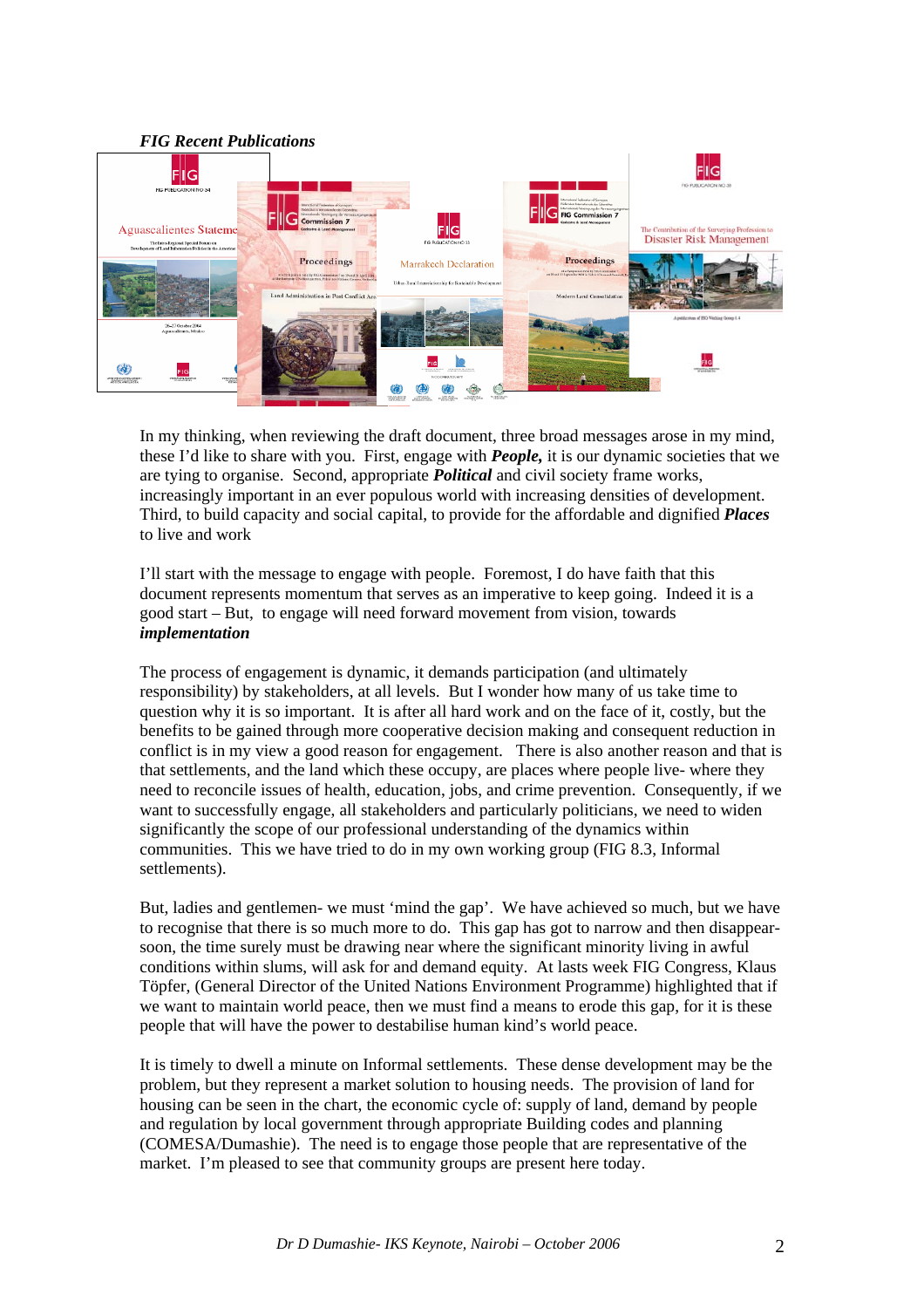*FIG Recent Publications*

In my thinking, when reviewing the draft document, three broad messages arose in my mind, these I'd like to share with you. First, engage with ***People,*** it is our dynamic societies that we are tying to organise. Second, appropriate ***Political*** and civil society frame works, increasingly important in an ever populous world with increasing densities of development. Third, to build capacity and social capital, to provide for the affordable and dignified ***Places*** to live and work

I'll start with the message to engage with people. Foremost, I do have faith that this document represents momentum that serves as an imperative to keep going. Indeed it is a good start – But, to engage will need forward movement from vision, towards ***implementation***

The process of engagement is dynamic, it demands participation (and ultimately responsibility) by stakeholders, at all levels. But I wonder how many of us take time to question why it is so important. It is after all hard work and on the face of it, costly, but the benefits to be gained through more cooperative decision making and consequent reduction in conflict is in my view a good reason for engagement. There is also another reason and that is that settlements, and the land which these occupy, are places where people live- where they need to reconcile issues of health, education, jobs, and crime prevention. Consequently, if we want to successfully engage, all stakeholders and particularly politicians, we need to widen significantly the scope of our professional understanding of the dynamics within communities. This we have tried to do in my own working group (FIG 8.3, Informal settlements).

But, ladies and gentlemen- we must 'mind the gap'. We have achieved so much, but we have to recognise that there is so much more to do. This gap has got to narrow and then disappear- soon, the time surely must be drawing near where the significant minority living in awful conditions within slums, will ask for and demand equity. At lasts week FIG Congress, Klaus Töpfer, (General Director of the United Nations Environment Programme) highlighted that if we want to maintain world peace, then we must find a means to erode this gap, for it is these people that will have the power to destabilise human kind's world peace.

It is timely to dwell a minute on Informal settlements. These dense development may be the problem, but they represent a market solution to housing needs. The provision of land for housing can be seen in the chart, the economic cycle of: supply of land, demand by people and regulation by local government through appropriate Building codes and planning (COMESA/Dumashie). The need is to engage those people that are representative of the market. I'm pleased to see that community groups are present here today.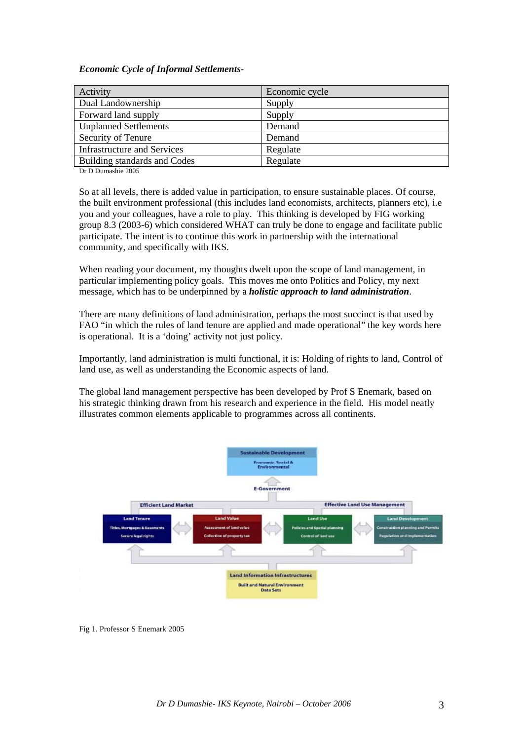***Economic Cycle of Informal Settlements-***

| Activity | Economic cycle |
|---|---|
| Dual Landownership | Supply |
| Forward land supply | Supply |
| Unplanned Settlements | Demand |
| Security of Tenure | Demand |
| Infrastructure and Services | Regulate |
| Building standards and Codes | Regulate |

Dr D Dumashie 2005

So at all levels, there is added value in participation, to ensure sustainable places. Of course, the built environment professional (this includes land economists, architects, planners etc), i.e you and your colleagues, have a role to play. This thinking is developed by FIG working group 8.3 (2003-6) which considered WHAT can truly be done to engage and facilitate public participate. The intent is to continue this work in partnership with the international community, and specifically with IKS.

When reading your document, my thoughts dwelt upon the scope of land management, in particular implementing policy goals. This moves me onto Politics and Policy, my next message, which has to be underpinned by a ***holistic approach to land administration***.

There are many definitions of land administration, perhaps the most succinct is that used by FAO "in which the rules of land tenure are applied and made operational" the key words here is operational. It is a 'doing' activity not just policy.

Importantly, land administration is multi functional, it is: Holding of rights to land, Control of land use, as well as understanding the Economic aspects of land.

The global land management perspective has been developed by Prof S Enemark, based on his strategic thinking drawn from his research and experience in the field. His model neatly illustrates common elements applicable to programmes across all continents.

Fig 1. Professor S Enemark 2005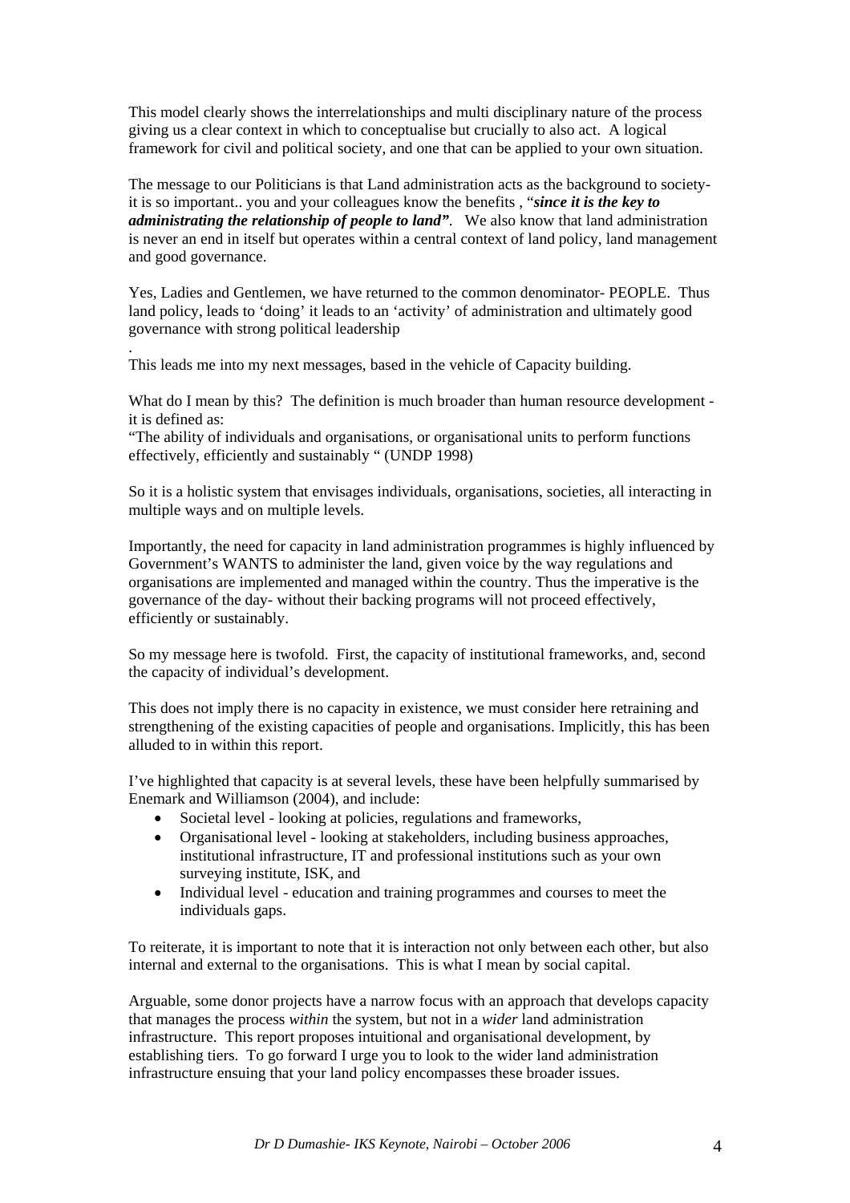This model clearly shows the interrelationships and multi disciplinary nature of the process giving us a clear context in which to conceptualise but crucially to also act. A logical framework for civil and political society, and one that can be applied to your own situation.

The message to our Politicians is that Land administration acts as the background to society- it is so important.. you and your colleagues know the benefits , "***since it is the key to administrating the relationship of people to land"***. We also know that land administration is never an end in itself but operates within a central context of land policy, land management and good governance.

Yes, Ladies and Gentlemen, we have returned to the common denominator- PEOPLE. Thus land policy, leads to 'doing' it leads to an 'activity' of administration and ultimately good governance with strong political leadership

.

This leads me into my next messages, based in the vehicle of Capacity building.

What do I mean by this? The definition is much broader than human resource development - it is defined as:
"The ability of individuals and organisations, or organisational units to perform functions effectively, efficiently and sustainably " (UNDP 1998)

So it is a holistic system that envisages individuals, organisations, societies, all interacting in multiple ways and on multiple levels.

Importantly, the need for capacity in land administration programmes is highly influenced by Government's WANTS to administer the land, given voice by the way regulations and organisations are implemented and managed within the country. Thus the imperative is the governance of the day- without their backing programs will not proceed effectively, efficiently or sustainably.

So my message here is twofold. First, the capacity of institutional frameworks, and, second the capacity of individual's development.

This does not imply there is no capacity in existence, we must consider here retraining and strengthening of the existing capacities of people and organisations. Implicitly, this has been alluded to in within this report.

I've highlighted that capacity is at several levels, these have been helpfully summarised by Enemark and Williamson (2004), and include:

- Societal level - looking at policies, regulations and frameworks,
- Organisational level - looking at stakeholders, including business approaches, institutional infrastructure, IT and professional institutions such as your own surveying institute, ISK, and
- Individual level - education and training programmes and courses to meet the individuals gaps.

To reiterate, it is important to note that it is interaction not only between each other, but also internal and external to the organisations. This is what I mean by social capital.

Arguable, some donor projects have a narrow focus with an approach that develops capacity that manages the process *within* the system, but not in a *wider* land administration infrastructure. This report proposes intuitional and organisational development, by establishing tiers. To go forward I urge you to look to the wider land administration infrastructure ensuing that your land policy encompasses these broader issues.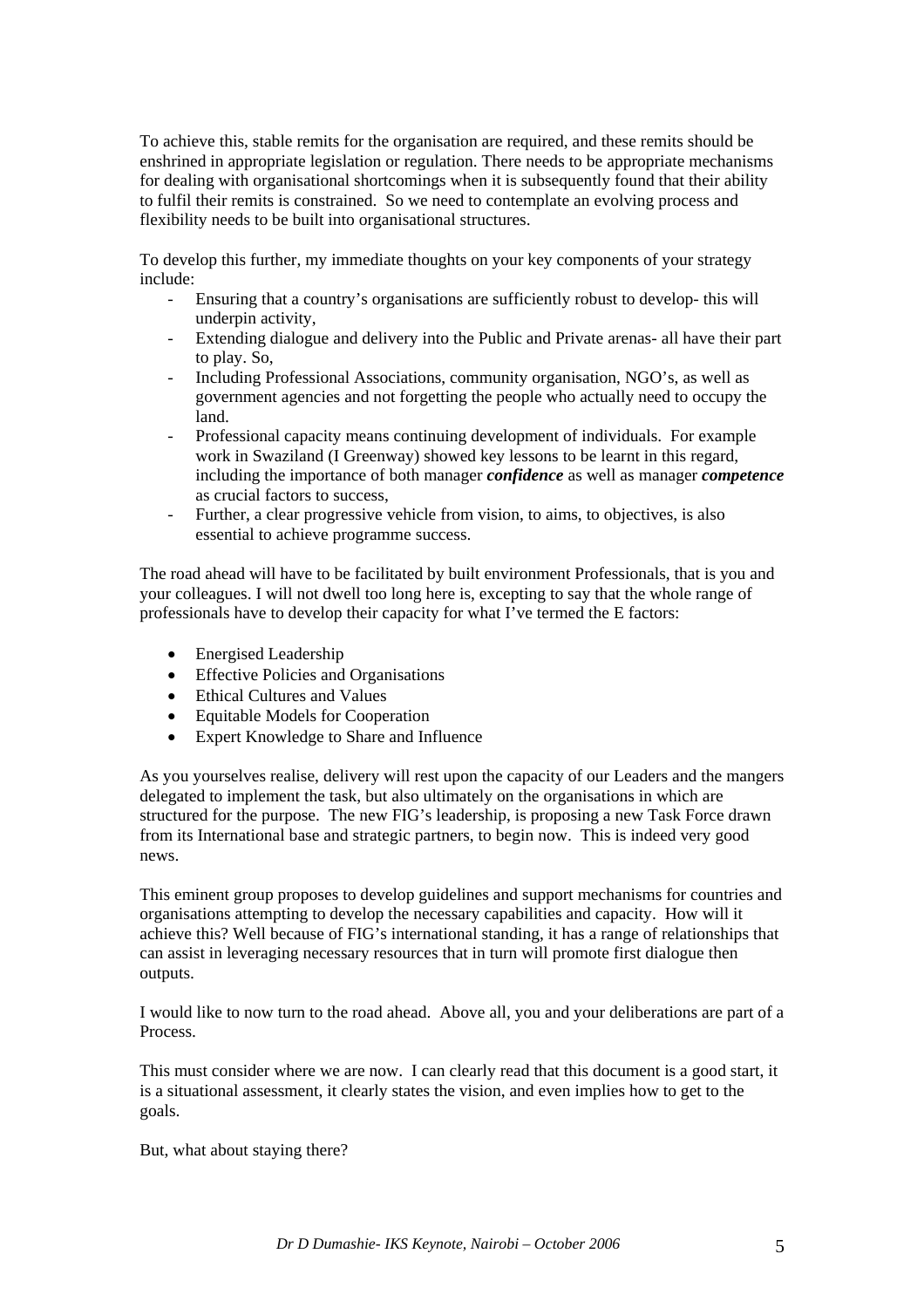To achieve this, stable remits for the organisation are required, and these remits should be enshrined in appropriate legislation or regulation. There needs to be appropriate mechanisms for dealing with organisational shortcomings when it is subsequently found that their ability to fulfil their remits is constrained. So we need to contemplate an evolving process and flexibility needs to be built into organisational structures.

To develop this further, my immediate thoughts on your key components of your strategy include:

- Ensuring that a country's organisations are sufficiently robust to develop- this will underpin activity,
- Extending dialogue and delivery into the Public and Private arenas- all have their part to play. So,
- Including Professional Associations, community organisation, NGO's, as well as government agencies and not forgetting the people who actually need to occupy the land.
- Professional capacity means continuing development of individuals. For example work in Swaziland (I Greenway) showed key lessons to be learnt in this regard, including the importance of both manager ***confidence*** as well as manager ***competence*** as crucial factors to success,
- Further, a clear progressive vehicle from vision, to aims, to objectives, is also essential to achieve programme success.

The road ahead will have to be facilitated by built environment Professionals, that is you and your colleagues. I will not dwell too long here is, excepting to say that the whole range of professionals have to develop their capacity for what I've termed the E factors:

- Energised Leadership
- Effective Policies and Organisations
- Ethical Cultures and Values
- Equitable Models for Cooperation
- Expert Knowledge to Share and Influence

As you yourselves realise, delivery will rest upon the capacity of our Leaders and the mangers delegated to implement the task, but also ultimately on the organisations in which are structured for the purpose. The new FIG's leadership, is proposing a new Task Force drawn from its International base and strategic partners, to begin now. This is indeed very good news.

This eminent group proposes to develop guidelines and support mechanisms for countries and organisations attempting to develop the necessary capabilities and capacity. How will it achieve this? Well because of FIG's international standing, it has a range of relationships that can assist in leveraging necessary resources that in turn will promote first dialogue then outputs.

I would like to now turn to the road ahead. Above all, you and your deliberations are part of a Process.

This must consider where we are now. I can clearly read that this document is a good start, it is a situational assessment, it clearly states the vision, and even implies how to get to the goals.

But, what about staying there?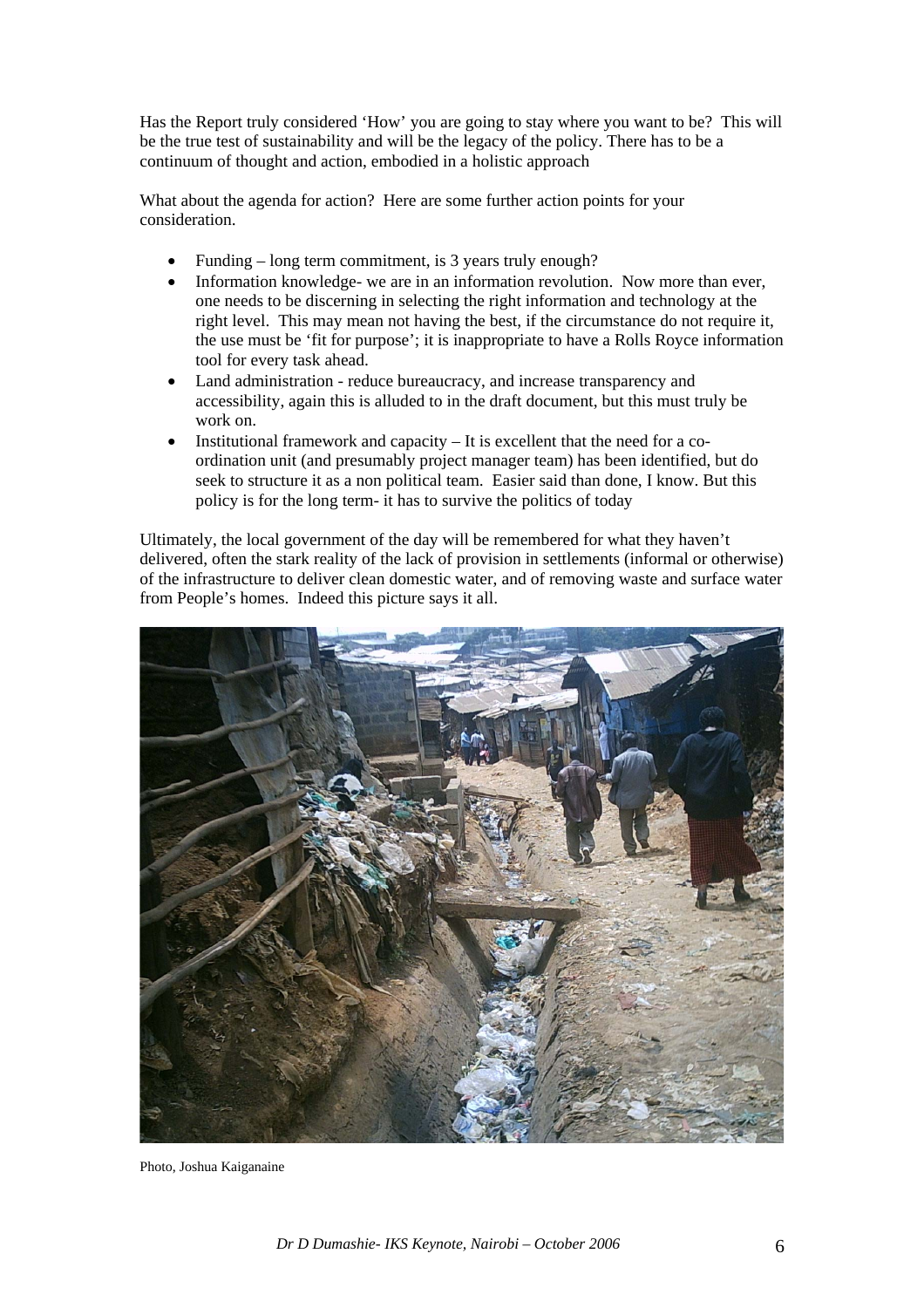Has the Report truly considered 'How' you are going to stay where you want to be? This will be the true test of sustainability and will be the legacy of the policy. There has to be a continuum of thought and action, embodied in a holistic approach

What about the agenda for action? Here are some further action points for your consideration.

- Funding – long term commitment, is 3 years truly enough?
- Information knowledge- we are in an information revolution. Now more than ever, one needs to be discerning in selecting the right information and technology at the right level. This may mean not having the best, if the circumstance do not require it, the use must be 'fit for purpose'; it is inappropriate to have a Rolls Royce information tool for every task ahead.
- Land administration - reduce bureaucracy, and increase transparency and accessibility, again this is alluded to in the draft document, but this must truly be work on.
- Institutional framework and capacity – It is excellent that the need for a co-ordination unit (and presumably project manager team) has been identified, but do seek to structure it as a non political team. Easier said than done, I know. But this policy is for the long term- it has to survive the politics of today

Ultimately, the local government of the day will be remembered for what they haven't delivered, often the stark reality of the lack of provision in settlements (informal or otherwise) of the infrastructure to deliver clean domestic water, and of removing waste and surface water from People's homes. Indeed this picture says it all.

Photo, Joshua Kaiganaine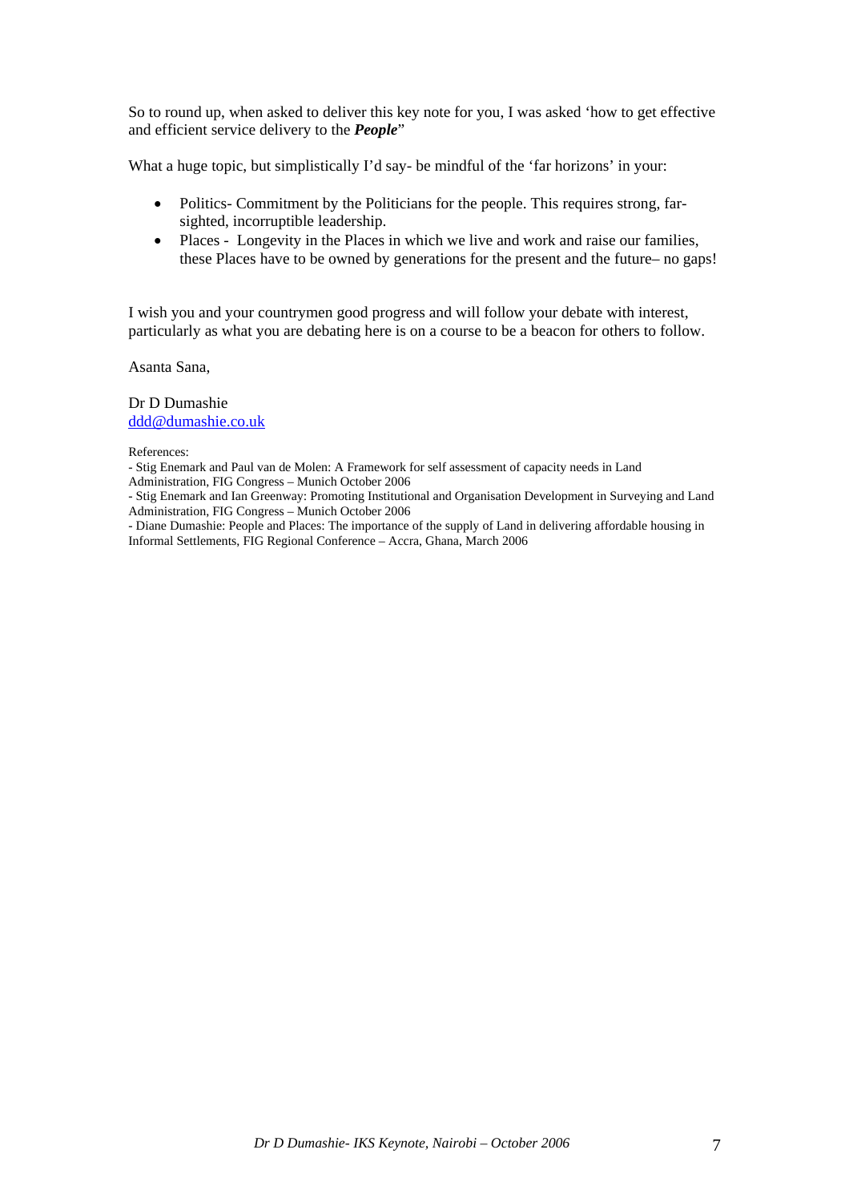So to round up, when asked to deliver this key note for you, I was asked 'how to get effective and efficient service delivery to the ***People***"

What a huge topic, but simplistically I'd say- be mindful of the 'far horizons' in your:

- Politics- Commitment by the Politicians for the people. This requires strong, far-sighted, incorruptible leadership.
- Places - Longevity in the Places in which we live and work and raise our families, these Places have to be owned by generations for the present and the future– no gaps!

I wish you and your countrymen good progress and will follow your debate with interest, particularly as what you are debating here is on a course to be a beacon for others to follow.

Asanta Sana,

Dr D Dumashie
ddd@dumashie.co.uk

References:
- Stig Enemark and Paul van de Molen: A Framework for self assessment of capacity needs in Land Administration, FIG Congress – Munich October 2006
- Stig Enemark and Ian Greenway: Promoting Institutional and Organisation Development in Surveying and Land Administration, FIG Congress – Munich October 2006
- Diane Dumashie: People and Places: The importance of the supply of Land in delivering affordable housing in Informal Settlements, FIG Regional Conference – Accra, Ghana, March 2006